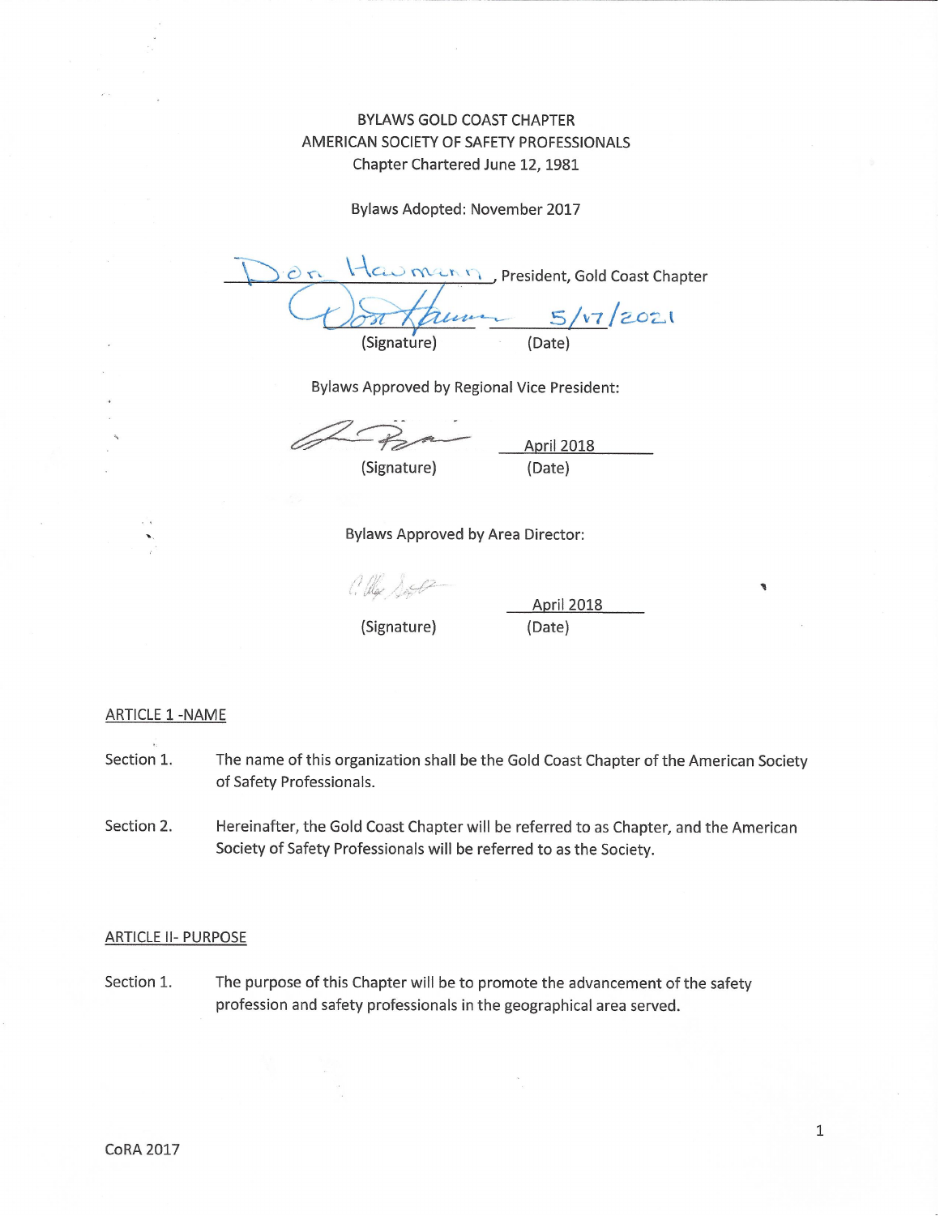BYLAWS GOLD COAST CHAPTER
AMERICAN SOCIETY OF SAFETY PROFESSIONALS
Chapter Chartered June 12, 1981

Bylaws Adopted: November 2017

Don Hawmann, President, Gold Coast Chapter

(Signature) 5/17/2021 (Date)

Bylaws Approved by Regional Vice President:

(Signature) April 2018 (Date)

Bylaws Approved by Area Director:

(Signature) April 2018 (Date)

## ARTICLE 1 -NAME

Section 1. The name of this organization shall be the Gold Coast Chapter of the American Society of Safety Professionals.

Section 2. Hereinafter, the Gold Coast Chapter will be referred to as Chapter, and the American Society of Safety Professionals will be referred to as the Society.

## ARTICLE II- PURPOSE

Section 1. The purpose of this Chapter will be to promote the advancement of the safety profession and safety professionals in the geographical area served.

CoRA 2017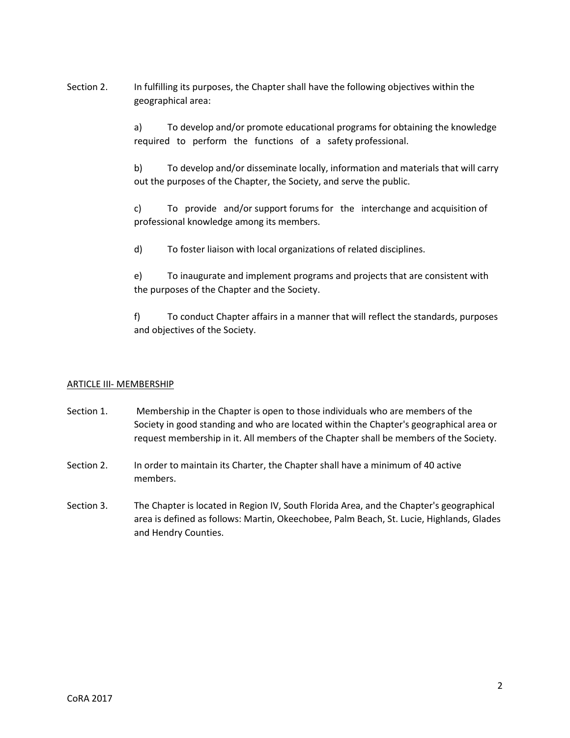Section 2. In fulfilling its purposes, the Chapter shall have the following objectives within the geographical area:

a) To develop and/or promote educational programs for obtaining the knowledge required to perform the functions of a safety professional.

b) To develop and/or disseminate locally, information and materials that will carry out the purposes of the Chapter, the Society, and serve the public.

c) To provide and/or support forums for the interchange and acquisition of professional knowledge among its members.

d) To foster liaison with local organizations of related disciplines.

e) To inaugurate and implement programs and projects that are consistent with the purposes of the Chapter and the Society.

f) To conduct Chapter affairs in a manner that will reflect the standards, purposes and objectives of the Society.

## ARTICLE III- MEMBERSHIP

Section 1. Membership in the Chapter is open to those individuals who are members of the Society in good standing and who are located within the Chapter's geographical area or request membership in it. All members of the Chapter shall be members of the Society.

Section 2. In order to maintain its Charter, the Chapter shall have a minimum of 40 active members.

Section 3. The Chapter is located in Region IV, South Florida Area, and the Chapter's geographical area is defined as follows: Martin, Okeechobee, Palm Beach, St. Lucie, Highlands, Glades and Hendry Counties.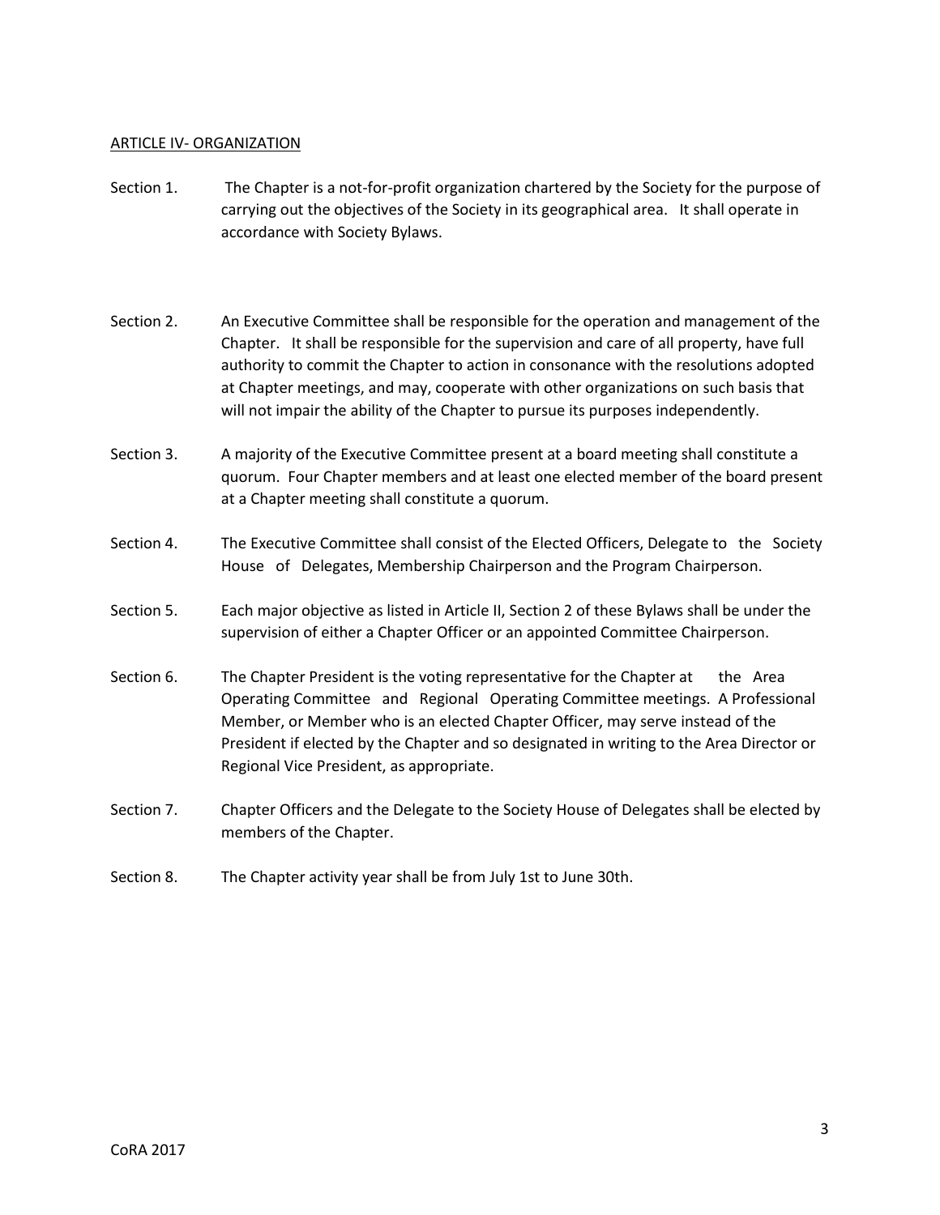ARTICLE IV- ORGANIZATION

Section 1. The Chapter is a not-for-profit organization chartered by the Society for the purpose of carrying out the objectives of the Society in its geographical area. It shall operate in accordance with Society Bylaws.

Section 2. An Executive Committee shall be responsible for the operation and management of the Chapter. It shall be responsible for the supervision and care of all property, have full authority to commit the Chapter to action in consonance with the resolutions adopted at Chapter meetings, and may, cooperate with other organizations on such basis that will not impair the ability of the Chapter to pursue its purposes independently.

Section 3. A majority of the Executive Committee present at a board meeting shall constitute a quorum. Four Chapter members and at least one elected member of the board present at a Chapter meeting shall constitute a quorum.

Section 4. The Executive Committee shall consist of the Elected Officers, Delegate to the Society House of Delegates, Membership Chairperson and the Program Chairperson.

Section 5. Each major objective as listed in Article II, Section 2 of these Bylaws shall be under the supervision of either a Chapter Officer or an appointed Committee Chairperson.

Section 6. The Chapter President is the voting representative for the Chapter at the Area Operating Committee and Regional Operating Committee meetings. A Professional Member, or Member who is an elected Chapter Officer, may serve instead of the President if elected by the Chapter and so designated in writing to the Area Director or Regional Vice President, as appropriate.

Section 7. Chapter Officers and the Delegate to the Society House of Delegates shall be elected by members of the Chapter.

Section 8. The Chapter activity year shall be from July 1st to June 30th.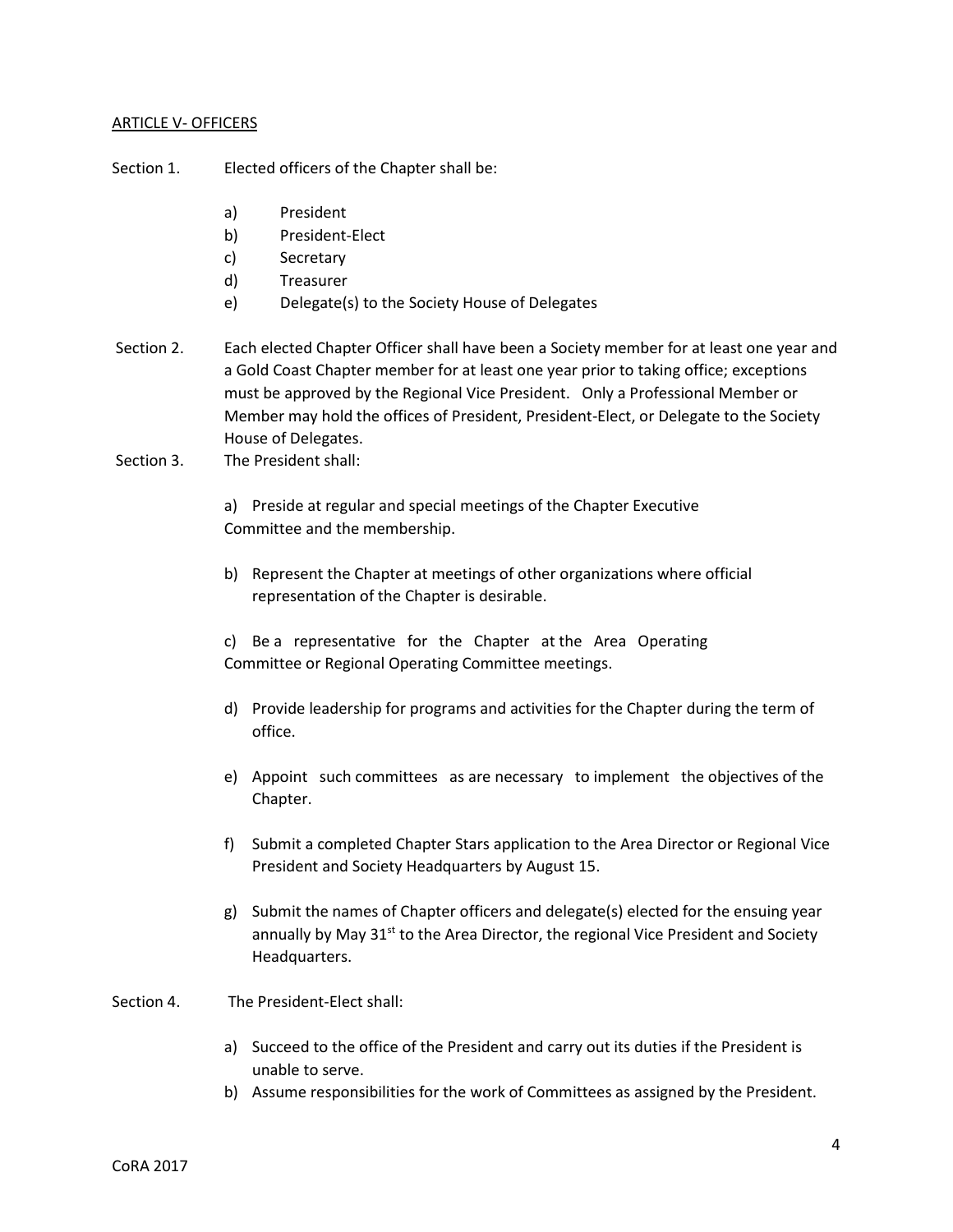<u>ARTICLE V- OFFICERS</u>

Section 1. Elected officers of the Chapter shall be:

a) President
b) President-Elect
c) Secretary
d) Treasurer
e) Delegate(s) to the Society House of Delegates

Section 2. Each elected Chapter Officer shall have been a Society member for at least one year and a Gold Coast Chapter member for at least one year prior to taking office; exceptions must be approved by the Regional Vice President. Only a Professional Member or Member may hold the offices of President, President-Elect, or Delegate to the Society House of Delegates.

Section 3. The President shall:

a) Preside at regular and special meetings of the Chapter Executive Committee and the membership.

b) Represent the Chapter at meetings of other organizations where official representation of the Chapter is desirable.

c) Be a representative for the Chapter at the Area Operating Committee or Regional Operating Committee meetings.

d) Provide leadership for programs and activities for the Chapter during the term of office.

e) Appoint such committees as are necessary to implement the objectives of the Chapter.

f) Submit a completed Chapter Stars application to the Area Director or Regional Vice President and Society Headquarters by August 15.

g) Submit the names of Chapter officers and delegate(s) elected for the ensuing year annually by May 31st to the Area Director, the regional Vice President and Society Headquarters.

Section 4. The President-Elect shall:

a) Succeed to the office of the President and carry out its duties if the President is unable to serve.
b) Assume responsibilities for the work of Committees as assigned by the President.

CoRA 2017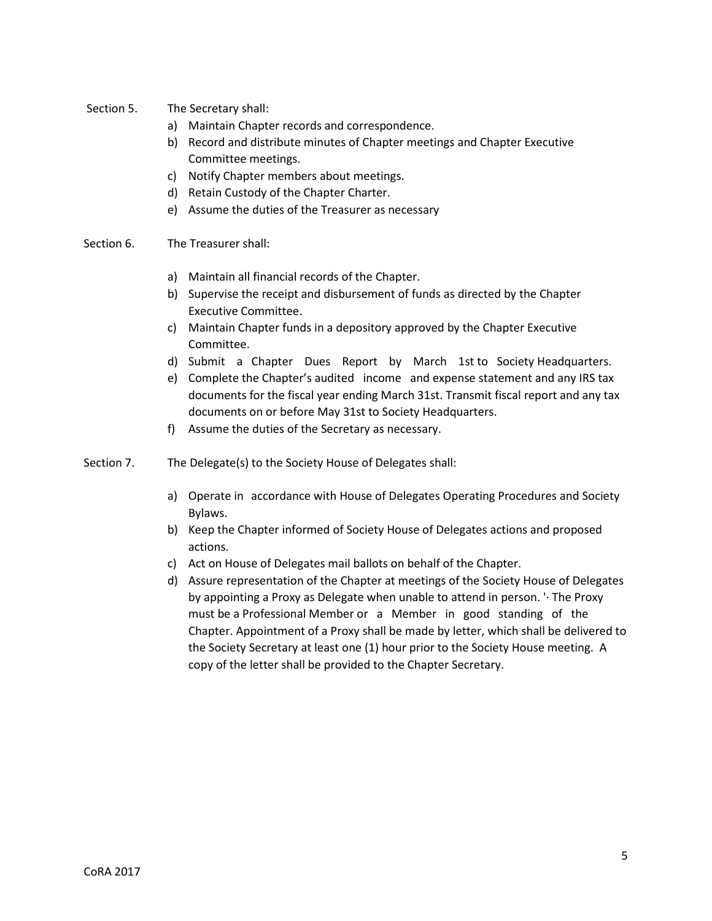Section 5. The Secretary shall:

a) Maintain Chapter records and correspondence.
b) Record and distribute minutes of Chapter meetings and Chapter Executive Committee meetings.
c) Notify Chapter members about meetings.
d) Retain Custody of the Chapter Charter.
e) Assume the duties of the Treasurer as necessary

Section 6. The Treasurer shall:

a) Maintain all financial records of the Chapter.
b) Supervise the receipt and disbursement of funds as directed by the Chapter Executive Committee.
c) Maintain Chapter funds in a depository approved by the Chapter Executive Committee.
d) Submit a Chapter Dues Report by March 1st to Society Headquarters.
e) Complete the Chapter's audited income and expense statement and any IRS tax documents for the fiscal year ending March 31st. Transmit fiscal report and any tax documents on or before May 31st to Society Headquarters.
f) Assume the duties of the Secretary as necessary.

Section 7. The Delegate(s) to the Society House of Delegates shall:

a) Operate in accordance with House of Delegates Operating Procedures and Society Bylaws.
b) Keep the Chapter informed of Society House of Delegates actions and proposed actions.
c) Act on House of Delegates mail ballots on behalf of the Chapter.
d) Assure representation of the Chapter at meetings of the Society House of Delegates by appointing a Proxy as Delegate when unable to attend in person. '· The Proxy must be a Professional Member or a Member in good standing of the Chapter. Appointment of a Proxy shall be made by letter, which shall be delivered to the Society Secretary at least one (1) hour prior to the Society House meeting. A copy of the letter shall be provided to the Chapter Secretary.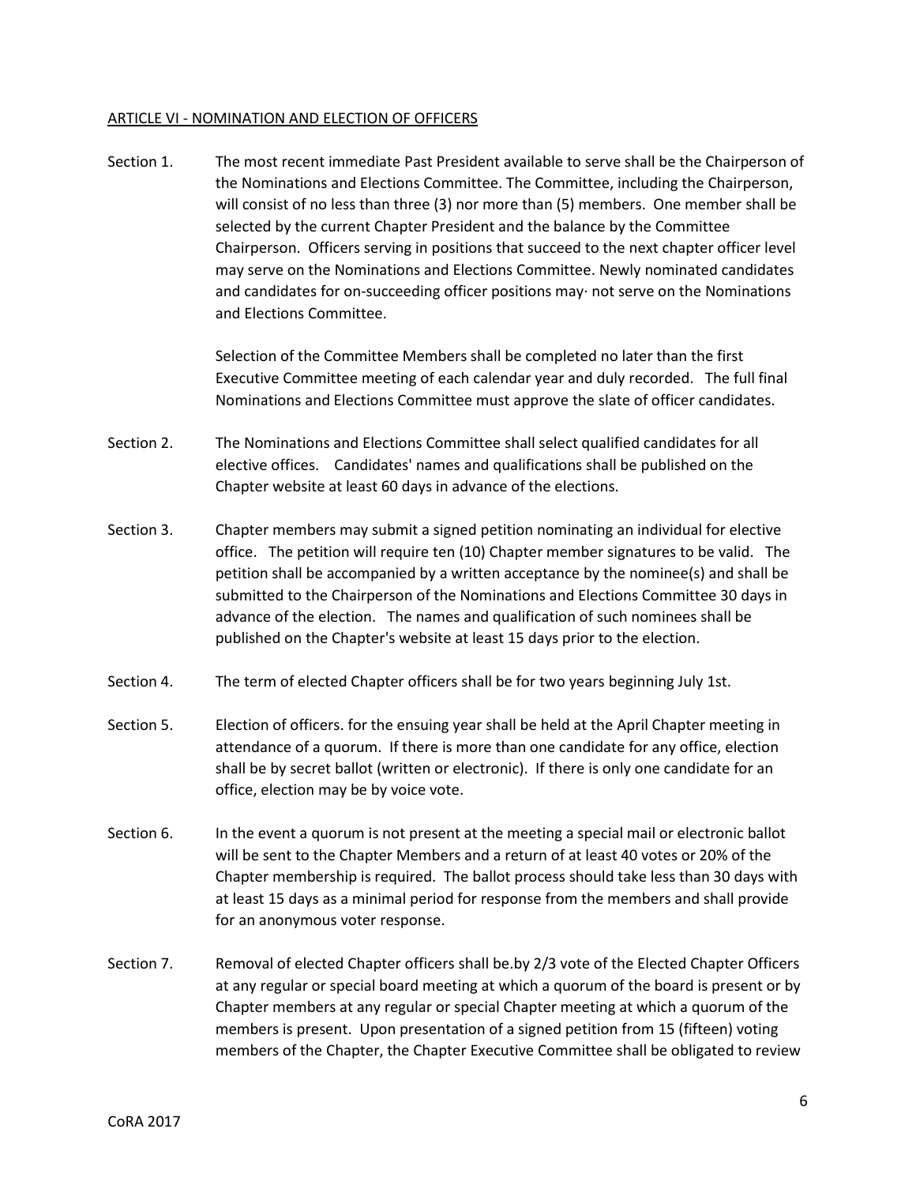ARTICLE VI - NOMINATION AND ELECTION OF OFFICERS

Section 1. The most recent immediate Past President available to serve shall be the Chairperson of the Nominations and Elections Committee. The Committee, including the Chairperson, will consist of no less than three (3) nor more than (5) members. One member shall be selected by the current Chapter President and the balance by the Committee Chairperson. Officers serving in positions that succeed to the next chapter officer level may serve on the Nominations and Elections Committee. Newly nominated candidates and candidates for on-succeeding officer positions may· not serve on the Nominations and Elections Committee.

Selection of the Committee Members shall be completed no later than the first Executive Committee meeting of each calendar year and duly recorded. The full final Nominations and Elections Committee must approve the slate of officer candidates.

Section 2. The Nominations and Elections Committee shall select qualified candidates for all elective offices. Candidates' names and qualifications shall be published on the Chapter website at least 60 days in advance of the elections.

Section 3. Chapter members may submit a signed petition nominating an individual for elective office. The petition will require ten (10) Chapter member signatures to be valid. The petition shall be accompanied by a written acceptance by the nominee(s) and shall be submitted to the Chairperson of the Nominations and Elections Committee 30 days in advance of the election. The names and qualification of such nominees shall be published on the Chapter's website at least 15 days prior to the election.

Section 4. The term of elected Chapter officers shall be for two years beginning July 1st.

Section 5. Election of officers. for the ensuing year shall be held at the April Chapter meeting in attendance of a quorum. If there is more than one candidate for any office, election shall be by secret ballot (written or electronic). If there is only one candidate for an office, election may be by voice vote.

Section 6. In the event a quorum is not present at the meeting a special mail or electronic ballot will be sent to the Chapter Members and a return of at least 40 votes or 20% of the Chapter membership is required. The ballot process should take less than 30 days with at least 15 days as a minimal period for response from the members and shall provide for an anonymous voter response.

Section 7. Removal of elected Chapter officers shall be.by 2/3 vote of the Elected Chapter Officers at any regular or special board meeting at which a quorum of the board is present or by Chapter members at any regular or special Chapter meeting at which a quorum of the members is present. Upon presentation of a signed petition from 15 (fifteen) voting members of the Chapter, the Chapter Executive Committee shall be obligated to review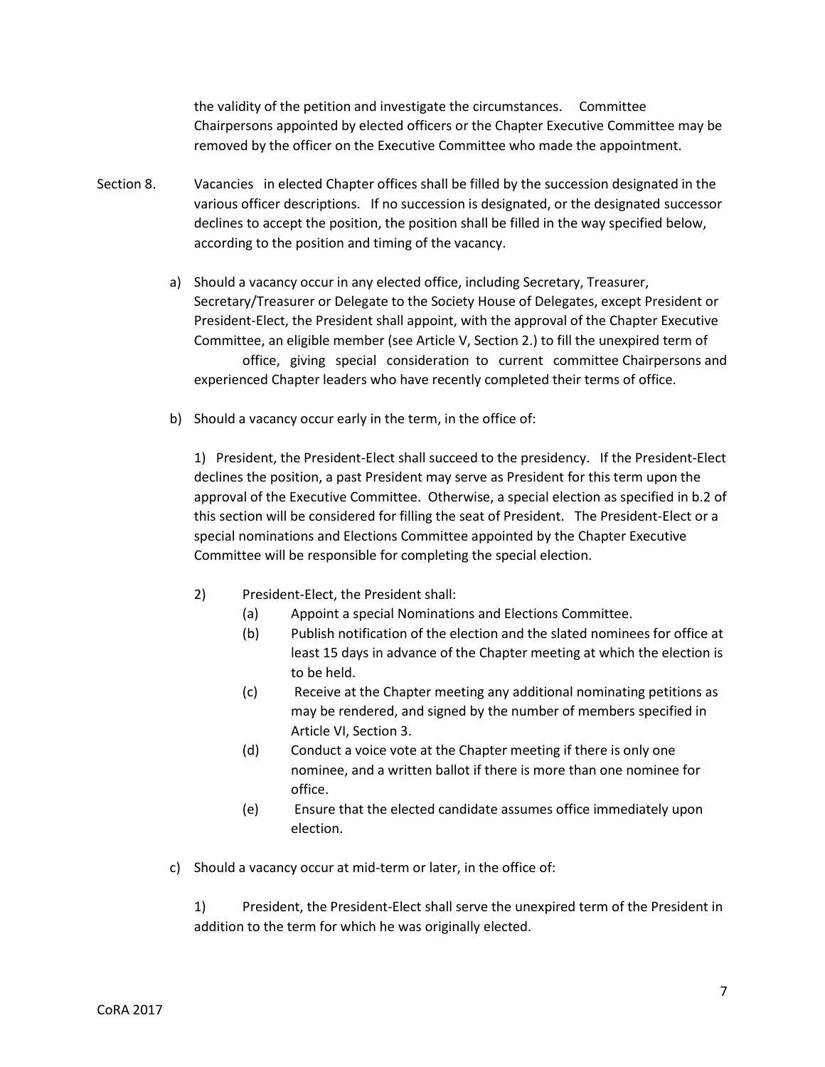the validity of the petition and investigate the circumstances. Committee Chairpersons appointed by elected officers or the Chapter Executive Committee may be removed by the officer on the Executive Committee who made the appointment.

Section 8. Vacancies in elected Chapter offices shall be filled by the succession designated in the various officer descriptions. If no succession is designated, or the designated successor declines to accept the position, the position shall be filled in the way specified below, according to the position and timing of the vacancy.

a) Should a vacancy occur in any elected office, including Secretary, Treasurer, Secretary/Treasurer or Delegate to the Society House of Delegates, except President or President-Elect, the President shall appoint, with the approval of the Chapter Executive Committee, an eligible member (see Article V, Section 2.) to fill the unexpired term of office, giving special consideration to current committee Chairpersons and experienced Chapter leaders who have recently completed their terms of office.

b) Should a vacancy occur early in the term, in the office of:

1) President, the President-Elect shall succeed to the presidency. If the President-Elect declines the position, a past President may serve as President for this term upon the approval of the Executive Committee. Otherwise, a special election as specified in b.2 of this section will be considered for filling the seat of President. The President-Elect or a special nominations and Elections Committee appointed by the Chapter Executive Committee will be responsible for completing the special election.

2) President-Elect, the President shall:
   - (a) Appoint a special Nominations and Elections Committee.
   - (b) Publish notification of the election and the slated nominees for office at least 15 days in advance of the Chapter meeting at which the election is to be held.
   - (c) Receive at the Chapter meeting any additional nominating petitions as may be rendered, and signed by the number of members specified in Article VI, Section 3.
   - (d) Conduct a voice vote at the Chapter meeting if there is only one nominee, and a written ballot if there is more than one nominee for office.
   - (e) Ensure that the elected candidate assumes office immediately upon election.

c) Should a vacancy occur at mid-term or later, in the office of:

1) President, the President-Elect shall serve the unexpired term of the President in addition to the term for which he was originally elected.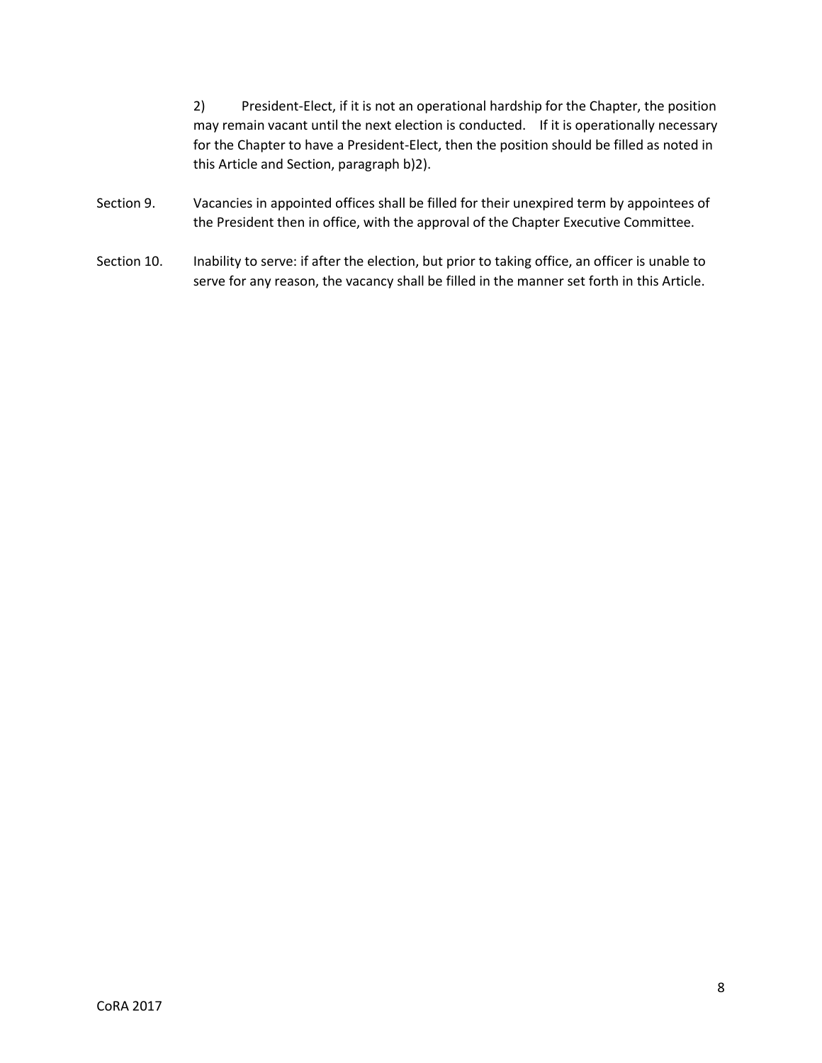2) President-Elect, if it is not an operational hardship for the Chapter, the position may remain vacant until the next election is conducted. If it is operationally necessary for the Chapter to have a President-Elect, then the position should be filled as noted in this Article and Section, paragraph b)2).

Section 9. Vacancies in appointed offices shall be filled for their unexpired term by appointees of the President then in office, with the approval of the Chapter Executive Committee.

Section 10. Inability to serve: if after the election, but prior to taking office, an officer is unable to serve for any reason, the vacancy shall be filled in the manner set forth in this Article.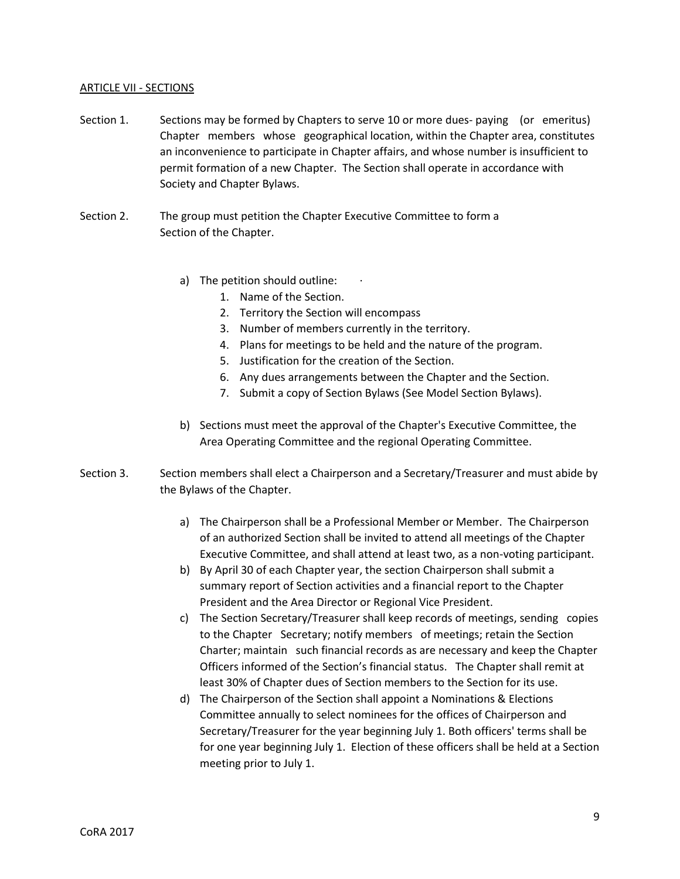ARTICLE VII - SECTIONS

Section 1. Sections may be formed by Chapters to serve 10 or more dues- paying (or emeritus) Chapter members whose geographical location, within the Chapter area, constitutes an inconvenience to participate in Chapter affairs, and whose number is insufficient to permit formation of a new Chapter. The Section shall operate in accordance with Society and Chapter Bylaws.

Section 2. The group must petition the Chapter Executive Committee to form a Section of the Chapter.

a) The petition should outline:
   1. Name of the Section.
   2. Territory the Section will encompass
   3. Number of members currently in the territory.
   4. Plans for meetings to be held and the nature of the program.
   5. Justification for the creation of the Section.
   6. Any dues arrangements between the Chapter and the Section.
   7. Submit a copy of Section Bylaws (See Model Section Bylaws).

b) Sections must meet the approval of the Chapter's Executive Committee, the Area Operating Committee and the regional Operating Committee.

Section 3. Section members shall elect a Chairperson and a Secretary/Treasurer and must abide by the Bylaws of the Chapter.

a) The Chairperson shall be a Professional Member or Member. The Chairperson of an authorized Section shall be invited to attend all meetings of the Chapter Executive Committee, and shall attend at least two, as a non-voting participant.
b) By April 30 of each Chapter year, the section Chairperson shall submit a summary report of Section activities and a financial report to the Chapter President and the Area Director or Regional Vice President.
c) The Section Secretary/Treasurer shall keep records of meetings, sending copies to the Chapter Secretary; notify members of meetings; retain the Section Charter; maintain such financial records as are necessary and keep the Chapter Officers informed of the Section's financial status. The Chapter shall remit at least 30% of Chapter dues of Section members to the Section for its use.
d) The Chairperson of the Section shall appoint a Nominations & Elections Committee annually to select nominees for the offices of Chairperson and Secretary/Treasurer for the year beginning July 1. Both officers' terms shall be for one year beginning July 1. Election of these officers shall be held at a Section meeting prior to July 1.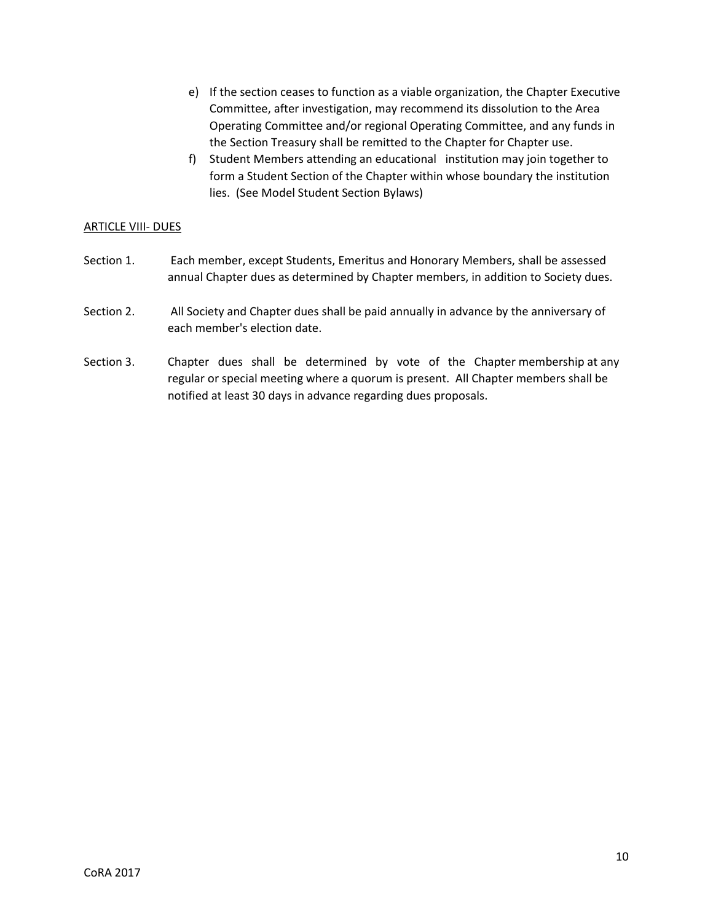e) If the section ceases to function as a viable organization, the Chapter Executive Committee, after investigation, may recommend its dissolution to the Area Operating Committee and/or regional Operating Committee, and any funds in the Section Treasury shall be remitted to the Chapter for Chapter use.

f) Student Members attending an educational institution may join together to form a Student Section of the Chapter within whose boundary the institution lies. (See Model Student Section Bylaws)

ARTICLE VIII- DUES

Section 1. Each member, except Students, Emeritus and Honorary Members, shall be assessed annual Chapter dues as determined by Chapter members, in addition to Society dues.

Section 2. All Society and Chapter dues shall be paid annually in advance by the anniversary of each member's election date.

Section 3. Chapter dues shall be determined by vote of the Chapter membership at any regular or special meeting where a quorum is present. All Chapter members shall be notified at least 30 days in advance regarding dues proposals.

CoRA 2017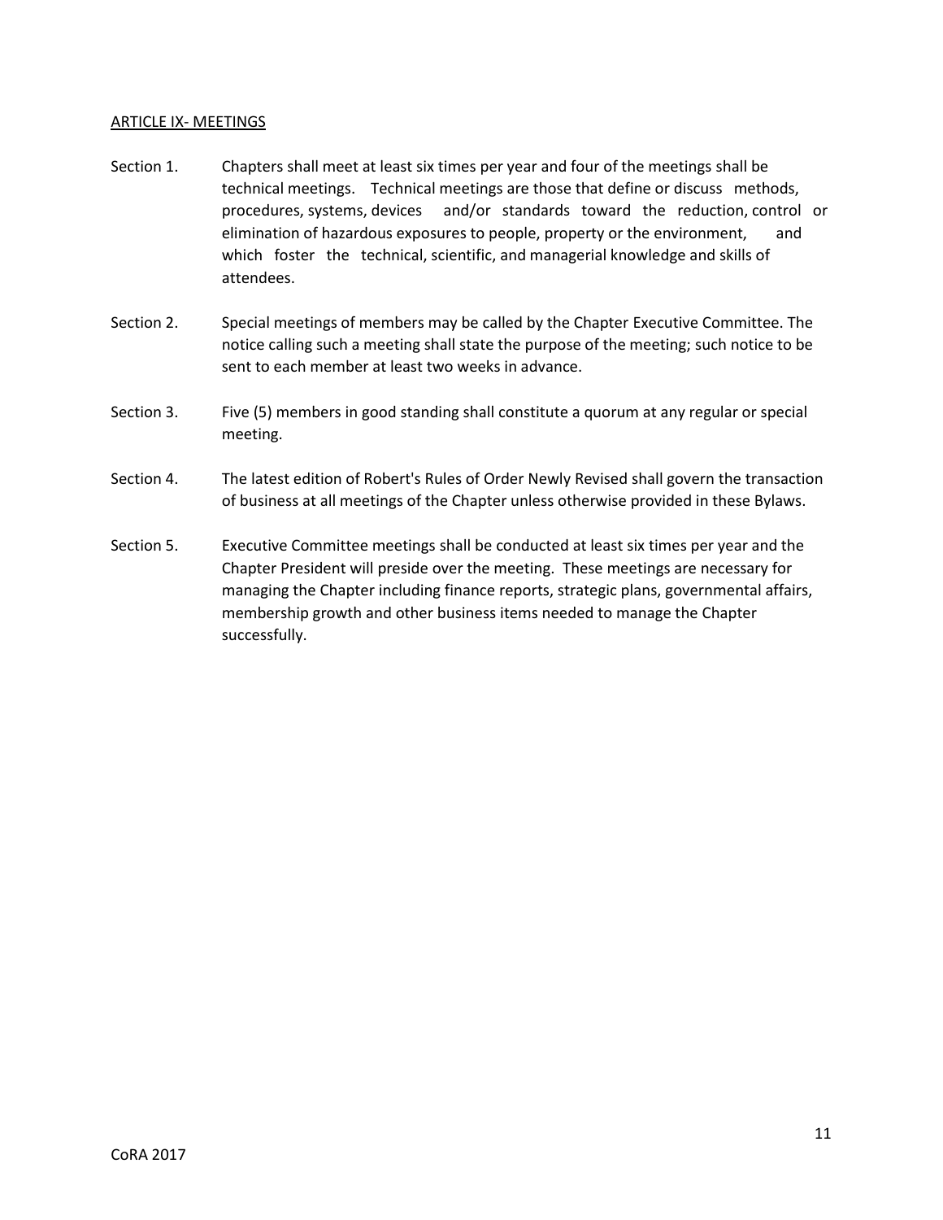## ARTICLE IX- MEETINGS

Section 1. Chapters shall meet at least six times per year and four of the meetings shall be technical meetings. Technical meetings are those that define or discuss methods, procedures, systems, devices and/or standards toward the reduction, control or elimination of hazardous exposures to people, property or the environment, and which foster the technical, scientific, and managerial knowledge and skills of attendees.

Section 2. Special meetings of members may be called by the Chapter Executive Committee. The notice calling such a meeting shall state the purpose of the meeting; such notice to be sent to each member at least two weeks in advance.

Section 3. Five (5) members in good standing shall constitute a quorum at any regular or special meeting.

Section 4. The latest edition of Robert's Rules of Order Newly Revised shall govern the transaction of business at all meetings of the Chapter unless otherwise provided in these Bylaws.

Section 5. Executive Committee meetings shall be conducted at least six times per year and the Chapter President will preside over the meeting. These meetings are necessary for managing the Chapter including finance reports, strategic plans, governmental affairs, membership growth and other business items needed to manage the Chapter successfully.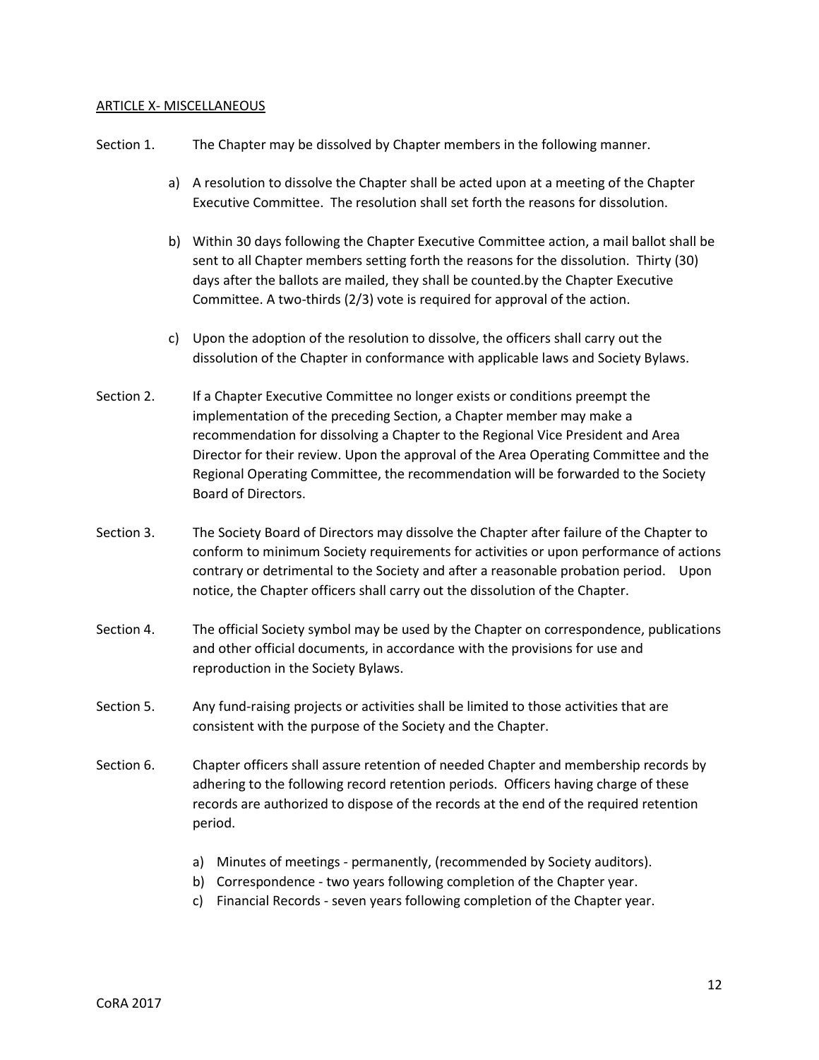## ARTICLE X- MISCELLANEOUS

Section 1. The Chapter may be dissolved by Chapter members in the following manner.

a) A resolution to dissolve the Chapter shall be acted upon at a meeting of the Chapter Executive Committee. The resolution shall set forth the reasons for dissolution.

b) Within 30 days following the Chapter Executive Committee action, a mail ballot shall be sent to all Chapter members setting forth the reasons for the dissolution. Thirty (30) days after the ballots are mailed, they shall be counted.by the Chapter Executive Committee. A two-thirds (2/3) vote is required for approval of the action.

c) Upon the adoption of the resolution to dissolve, the officers shall carry out the dissolution of the Chapter in conformance with applicable laws and Society Bylaws.

Section 2. If a Chapter Executive Committee no longer exists or conditions preempt the implementation of the preceding Section, a Chapter member may make a recommendation for dissolving a Chapter to the Regional Vice President and Area Director for their review. Upon the approval of the Area Operating Committee and the Regional Operating Committee, the recommendation will be forwarded to the Society Board of Directors.

Section 3. The Society Board of Directors may dissolve the Chapter after failure of the Chapter to conform to minimum Society requirements for activities or upon performance of actions contrary or detrimental to the Society and after a reasonable probation period. Upon notice, the Chapter officers shall carry out the dissolution of the Chapter.

Section 4. The official Society symbol may be used by the Chapter on correspondence, publications and other official documents, in accordance with the provisions for use and reproduction in the Society Bylaws.

Section 5. Any fund-raising projects or activities shall be limited to those activities that are consistent with the purpose of the Society and the Chapter.

Section 6. Chapter officers shall assure retention of needed Chapter and membership records by adhering to the following record retention periods. Officers having charge of these records are authorized to dispose of the records at the end of the required retention period.

a) Minutes of meetings - permanently, (recommended by Society auditors).
b) Correspondence - two years following completion of the Chapter year.
c) Financial Records - seven years following completion of the Chapter year.

CoRA 2017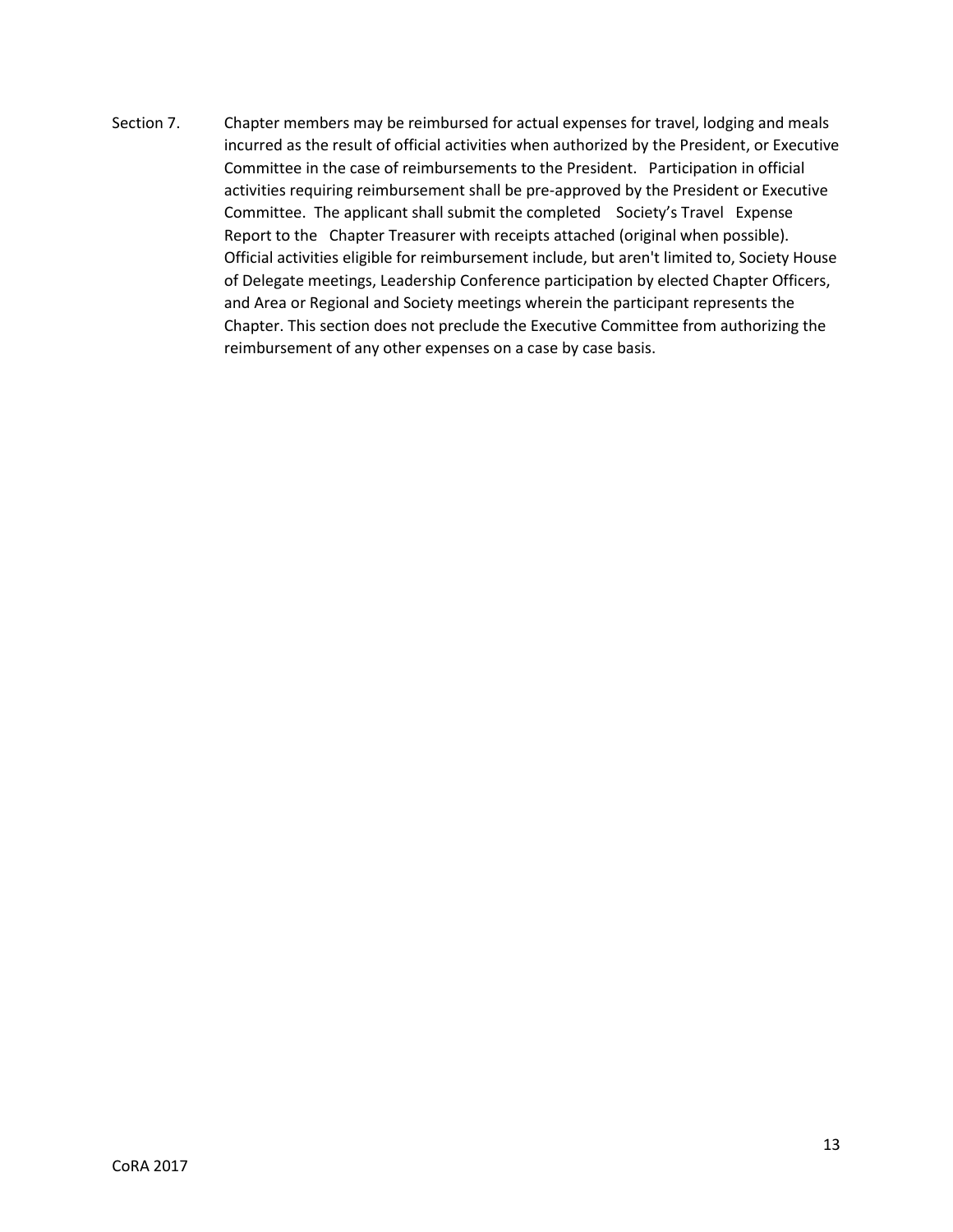Section 7. Chapter members may be reimbursed for actual expenses for travel, lodging and meals incurred as the result of official activities when authorized by the President, or Executive Committee in the case of reimbursements to the President. Participation in official activities requiring reimbursement shall be pre-approved by the President or Executive Committee. The applicant shall submit the completed Society's Travel Expense Report to the Chapter Treasurer with receipts attached (original when possible). Official activities eligible for reimbursement include, but aren't limited to, Society House of Delegate meetings, Leadership Conference participation by elected Chapter Officers, and Area or Regional and Society meetings wherein the participant represents the Chapter. This section does not preclude the Executive Committee from authorizing the reimbursement of any other expenses on a case by case basis.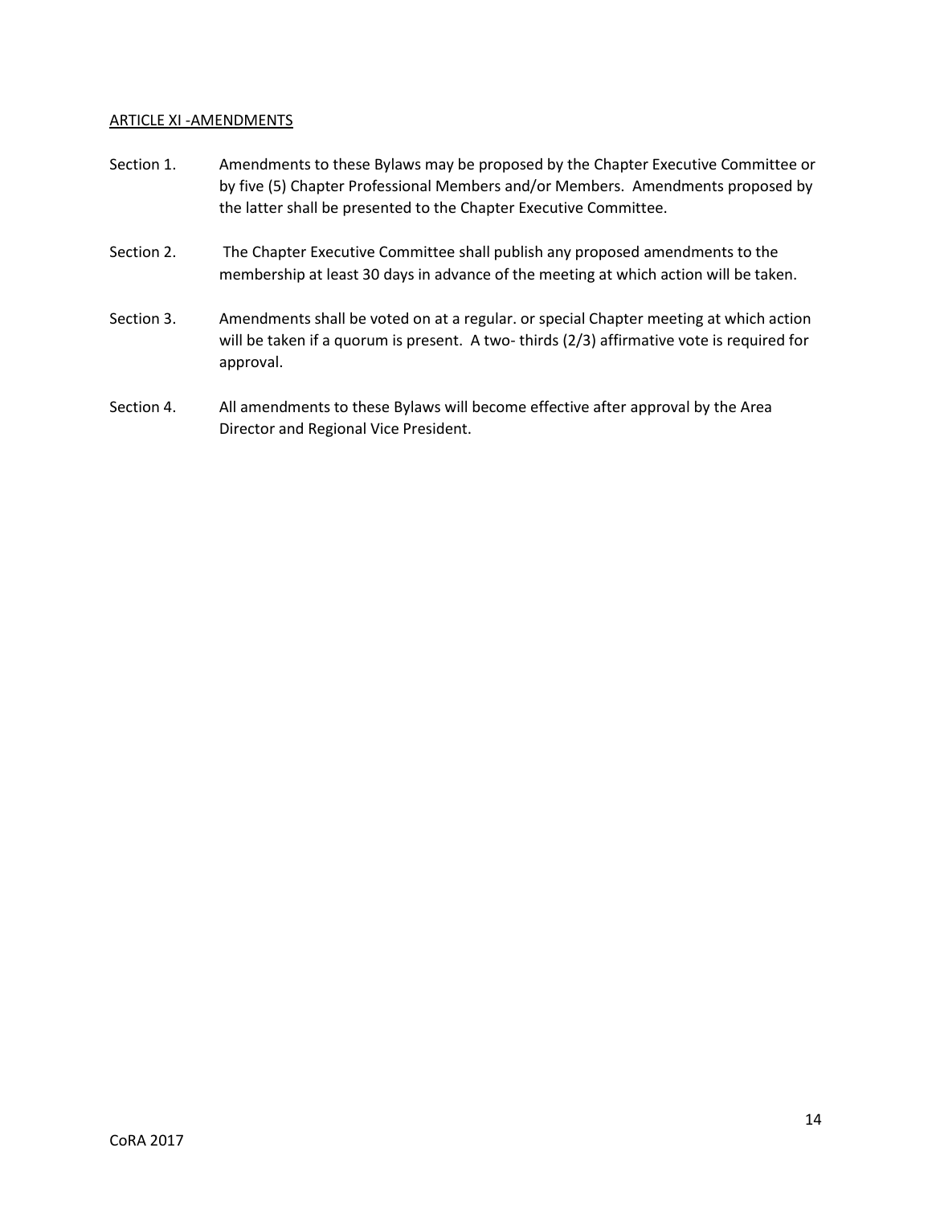ARTICLE XI -AMENDMENTS

Section 1. Amendments to these Bylaws may be proposed by the Chapter Executive Committee or by five (5) Chapter Professional Members and/or Members. Amendments proposed by the latter shall be presented to the Chapter Executive Committee.

Section 2. The Chapter Executive Committee shall publish any proposed amendments to the membership at least 30 days in advance of the meeting at which action will be taken.

Section 3. Amendments shall be voted on at a regular. or special Chapter meeting at which action will be taken if a quorum is present. A two- thirds (2/3) affirmative vote is required for approval.

Section 4. All amendments to these Bylaws will become effective after approval by the Area Director and Regional Vice President.